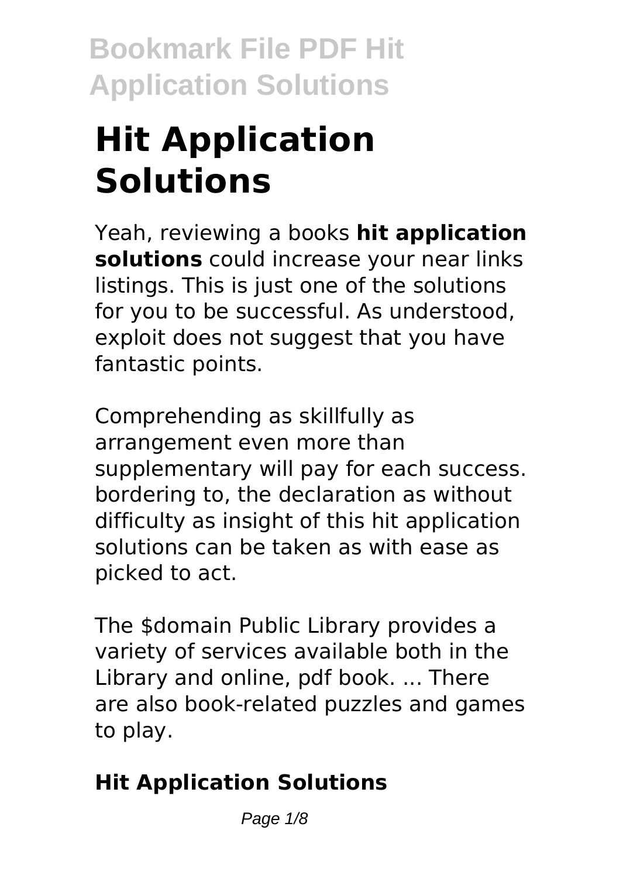# Hit Application Solutions

Yeah, reviewing a books **hit application solutions** could increase your near links listings. This is just one of the solutions for you to be successful. As understood, exploit does not suggest that you have fantastic points.

Comprehending as skillfully as arrangement even more than supplementary will pay for each success. bordering to, the declaration as without difficulty as insight of this hit application solutions can be taken as with ease as picked to act.

The $domain Public Library provides a variety of services available both in the Library and online, pdf book. ... There are also book-related puzzles and games to play.

## Hit Application Solutions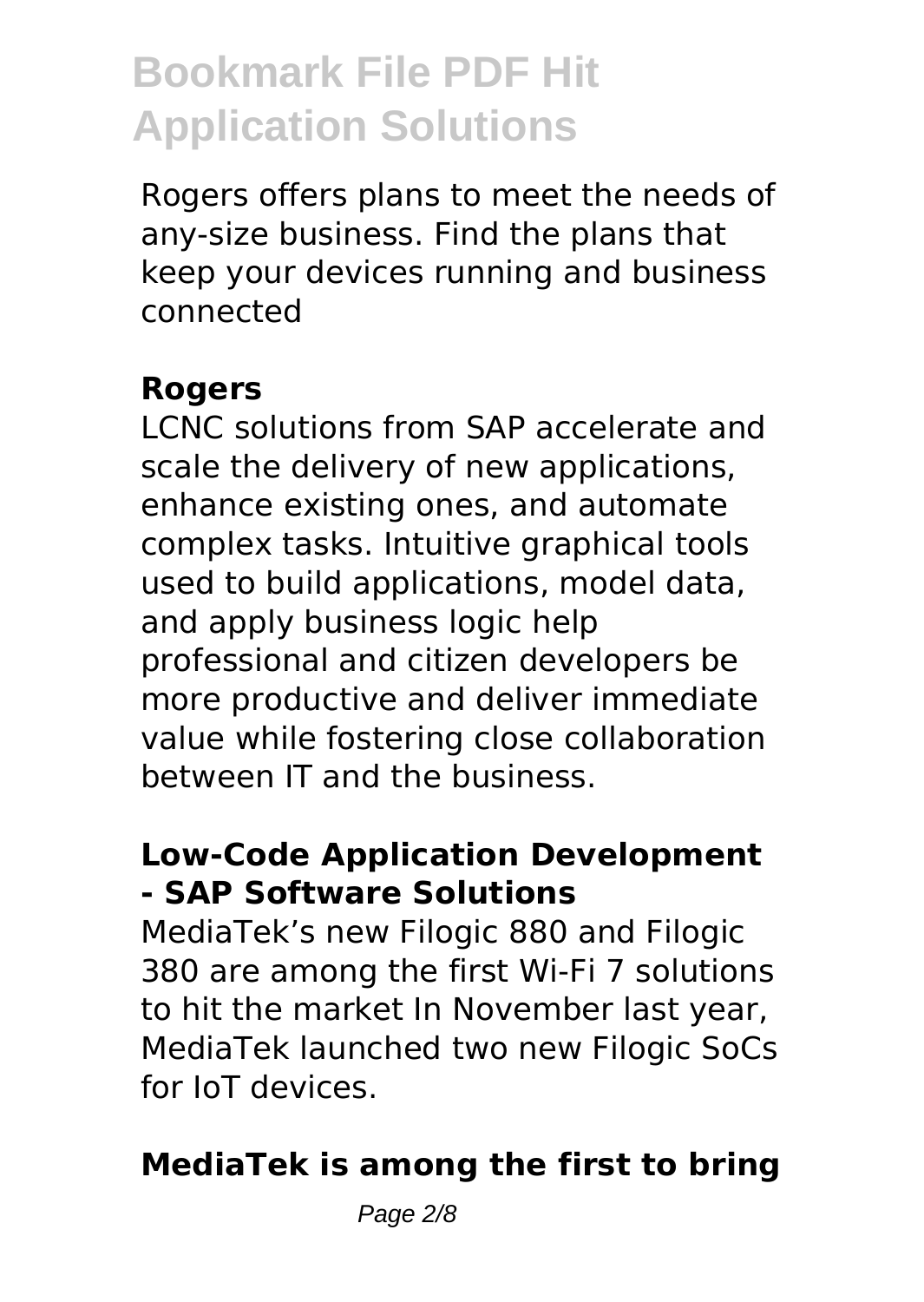Rogers offers plans to meet the needs of any-size business. Find the plans that keep your devices running and business connected

### Rogers

LCNC solutions from SAP accelerate and scale the delivery of new applications, enhance existing ones, and automate complex tasks. Intuitive graphical tools used to build applications, model data, and apply business logic help professional and citizen developers be more productive and deliver immediate value while fostering close collaboration between IT and the business.

### Low-Code Application Development - SAP Software Solutions

MediaTek's new Filogic 880 and Filogic 380 are among the first Wi-Fi 7 solutions to hit the market In November last year, MediaTek launched two new Filogic SoCs for IoT devices.

### MediaTek is among the first to bring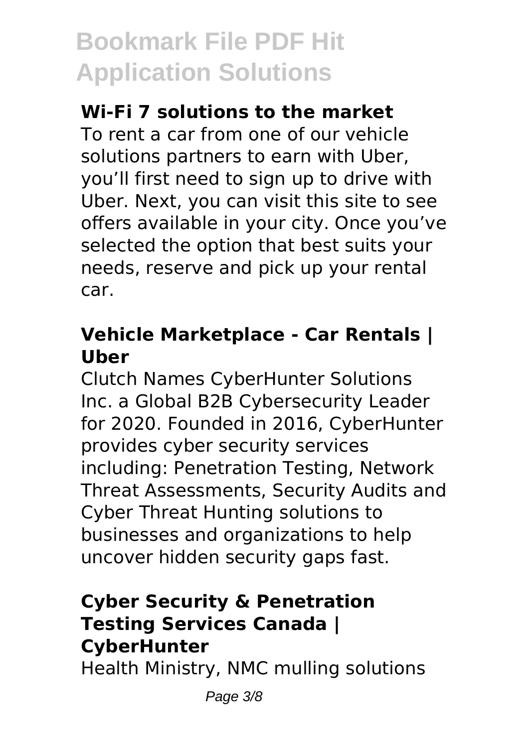### Wi-Fi 7 solutions to the market

To rent a car from one of our vehicle solutions partners to earn with Uber, you'll first need to sign up to drive with Uber. Next, you can visit this site to see offers available in your city. Once you've selected the option that best suits your needs, reserve and pick up your rental car.

### Vehicle Marketplace - Car Rentals | Uber

Clutch Names CyberHunter Solutions Inc. a Global B2B Cybersecurity Leader for 2020. Founded in 2016, CyberHunter provides cyber security services including: Penetration Testing, Network Threat Assessments, Security Audits and Cyber Threat Hunting solutions to businesses and organizations to help uncover hidden security gaps fast.

### Cyber Security & Penetration Testing Services Canada | CyberHunter

Health Ministry, NMC mulling solutions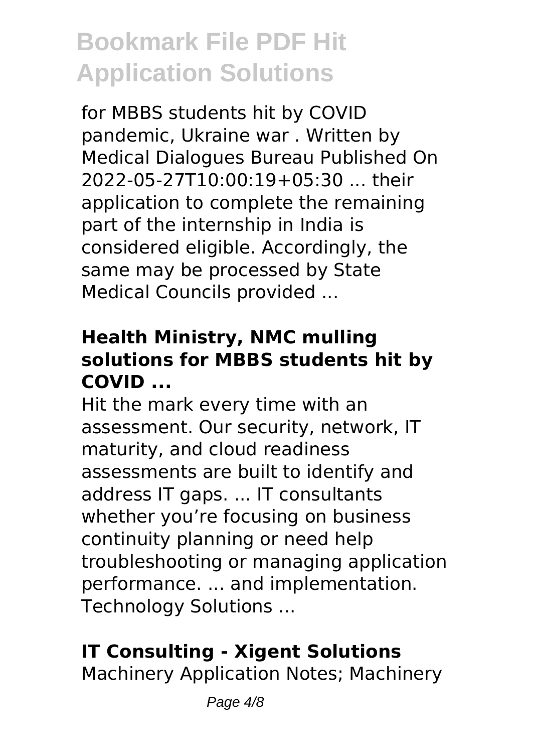for MBBS students hit by COVID pandemic, Ukraine war . Written by Medical Dialogues Bureau Published On 2022-05-27T10:00:19+05:30 ... their application to complete the remaining part of the internship in India is considered eligible. Accordingly, the same may be processed by State Medical Councils provided ...

### **Health Ministry, NMC mulling solutions for MBBS students hit by COVID ...**

Hit the mark every time with an assessment. Our security, network, IT maturity, and cloud readiness assessments are built to identify and address IT gaps. ... IT consultants whether you're focusing on business continuity planning or need help troubleshooting or managing application performance. ... and implementation. Technology Solutions ...

### **IT Consulting - Xigent Solutions**

Machinery Application Notes; Machinery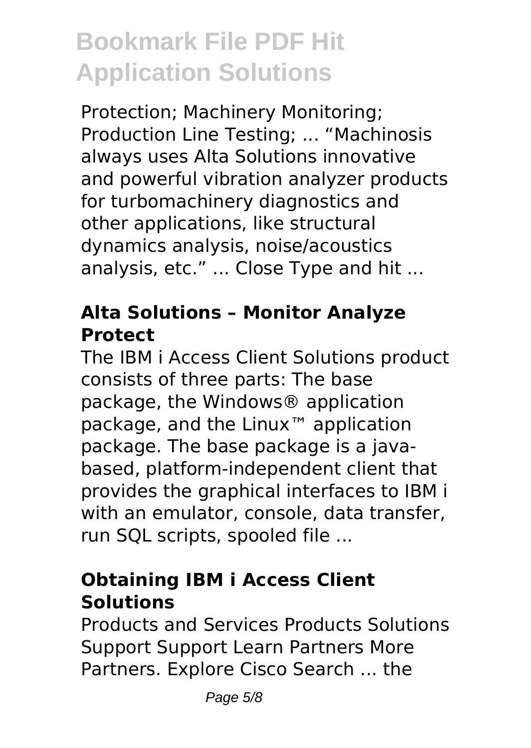Protection; Machinery Monitoring; Production Line Testing; ... "Machinosis always uses Alta Solutions innovative and powerful vibration analyzer products for turbomachinery diagnostics and other applications, like structural dynamics analysis, noise/acoustics analysis, etc." ... Close Type and hit ...

### Alta Solutions – Monitor Analyze Protect

The IBM i Access Client Solutions product consists of three parts: The base package, the Windows® application package, and the Linux™ application package. The base package is a java-based, platform-independent client that provides the graphical interfaces to IBM i with an emulator, console, data transfer, run SQL scripts, spooled file ...

### Obtaining IBM i Access Client Solutions

Products and Services Products Solutions Support Support Learn Partners More Partners. Explore Cisco Search ... the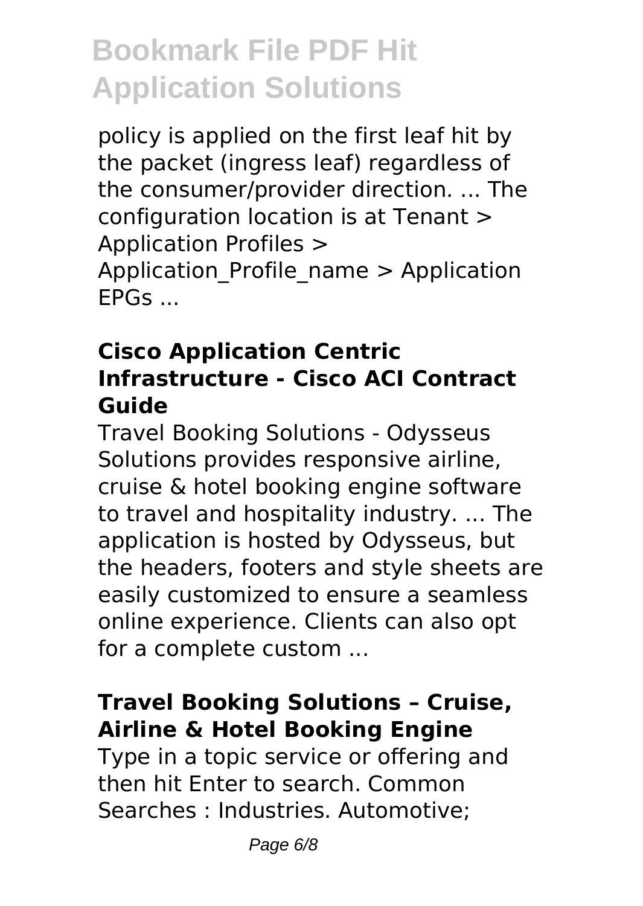policy is applied on the first leaf hit by the packet (ingress leaf) regardless of the consumer/provider direction. ... The configuration location is at Tenant > Application Profiles > Application_Profile_name > Application EPGs ...

### Cisco Application Centric Infrastructure - Cisco ACI Contract Guide

Travel Booking Solutions - Odysseus Solutions provides responsive airline, cruise & hotel booking engine software to travel and hospitality industry. ... The application is hosted by Odysseus, but the headers, footers and style sheets are easily customized to ensure a seamless online experience. Clients can also opt for a complete custom ...

### Travel Booking Solutions – Cruise, Airline & Hotel Booking Engine

Type in a topic service or offering and then hit Enter to search. Common Searches : Industries. Automotive;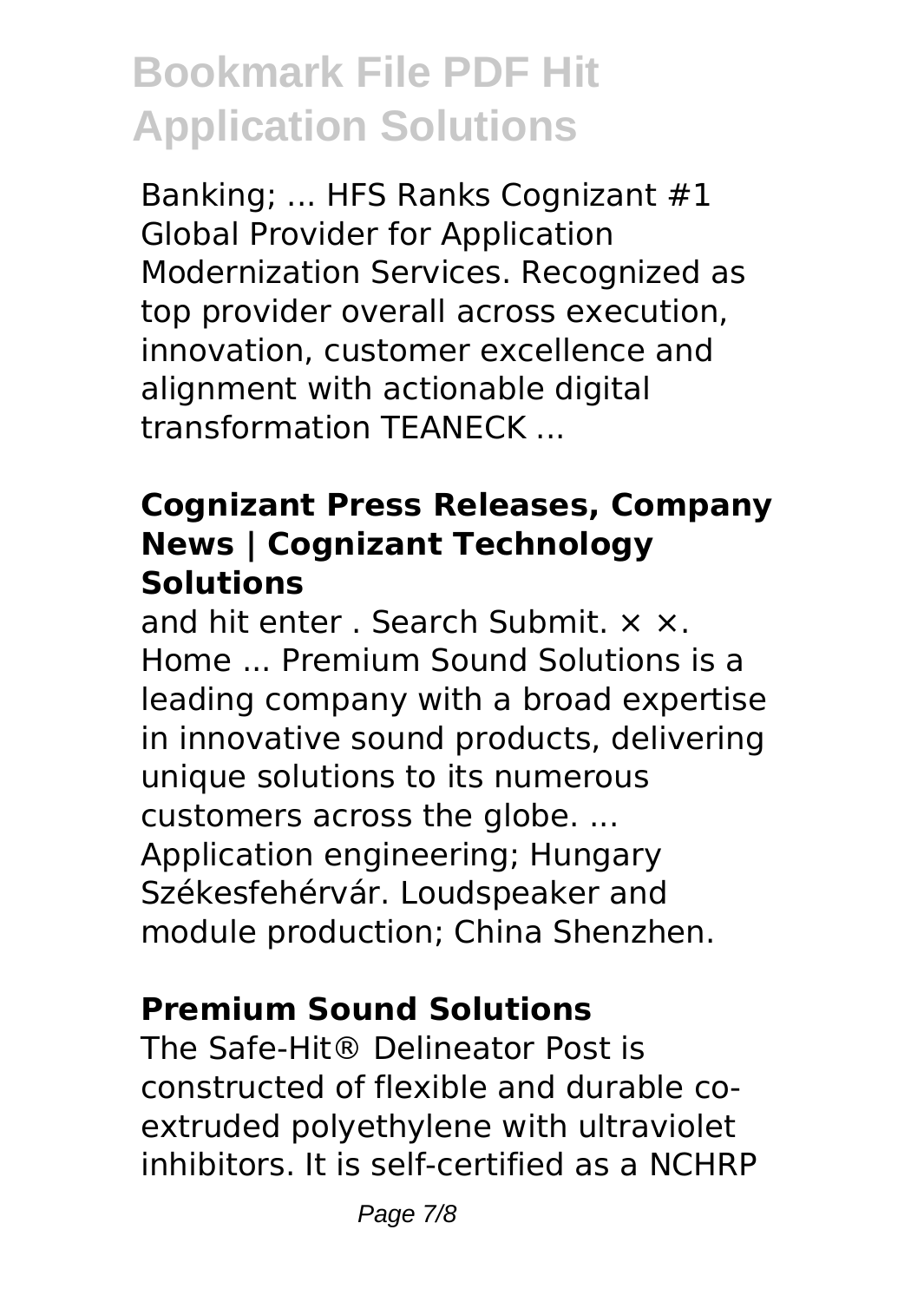Banking; ... HFS Ranks Cognizant #1 Global Provider for Application Modernization Services. Recognized as top provider overall across execution, innovation, customer excellence and alignment with actionable digital transformation TEANECK ...

### Cognizant Press Releases, Company News | Cognizant Technology Solutions

and hit enter . Search Submit. × ×. Home ... Premium Sound Solutions is a leading company with a broad expertise in innovative sound products, delivering unique solutions to its numerous customers across the globe. ... Application engineering; Hungary Székesfehérvár. Loudspeaker and module production; China Shenzhen.

### Premium Sound Solutions

The Safe-Hit® Delineator Post is constructed of flexible and durable co-extruded polyethylene with ultraviolet inhibitors. It is self-certified as a NCHRP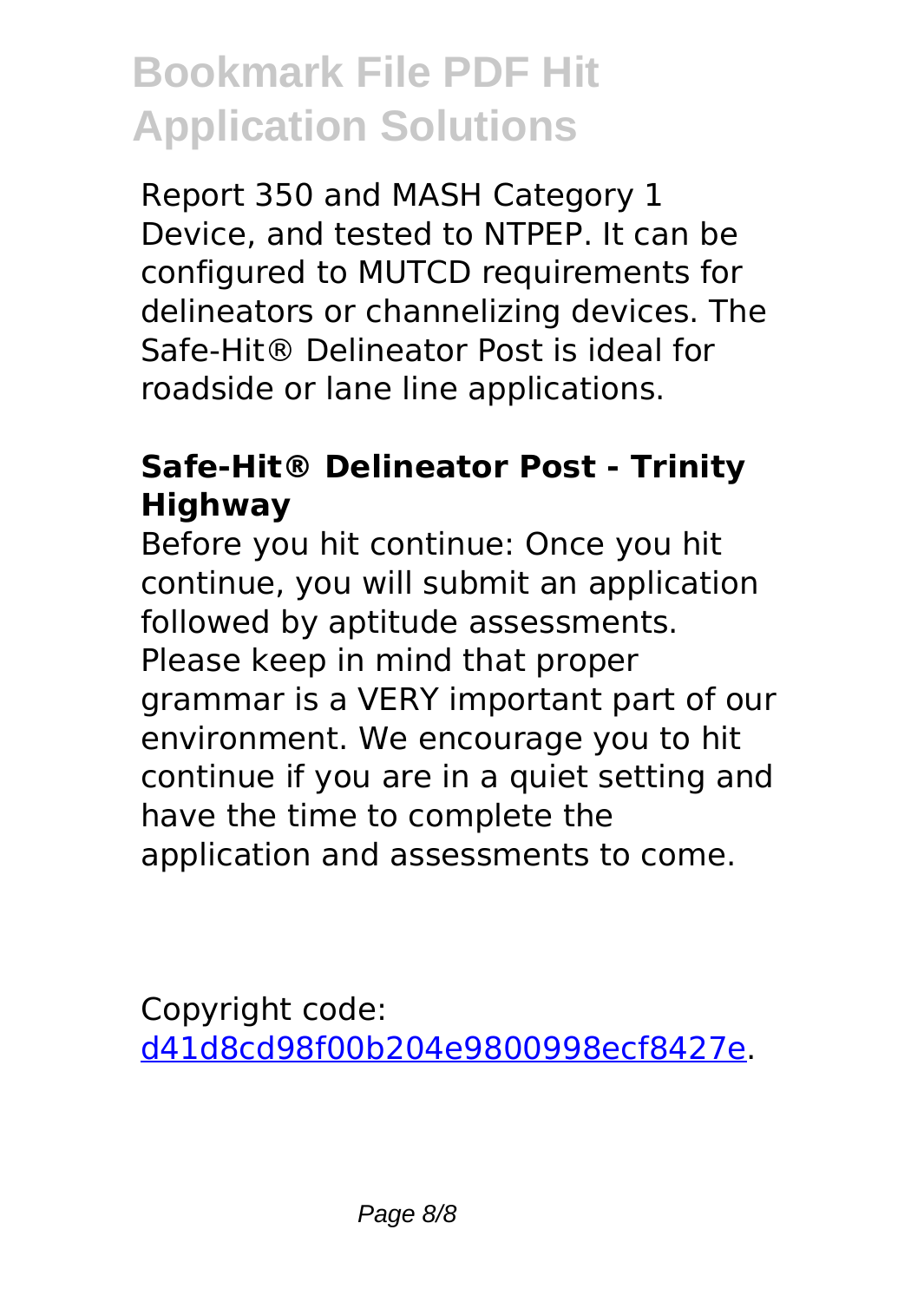Report 350 and MASH Category 1 Device, and tested to NTPEP. It can be configured to MUTCD requirements for delineators or channelizing devices. The Safe-Hit® Delineator Post is ideal for roadside or lane line applications.

### Safe-Hit® Delineator Post - Trinity Highway

Before you hit continue: Once you hit continue, you will submit an application followed by aptitude assessments. Please keep in mind that proper grammar is a VERY important part of our environment. We encourage you to hit continue if you are in a quiet setting and have the time to complete the application and assessments to come.

Copyright code: d41d8cd98f00b204e9800998ecf8427e.